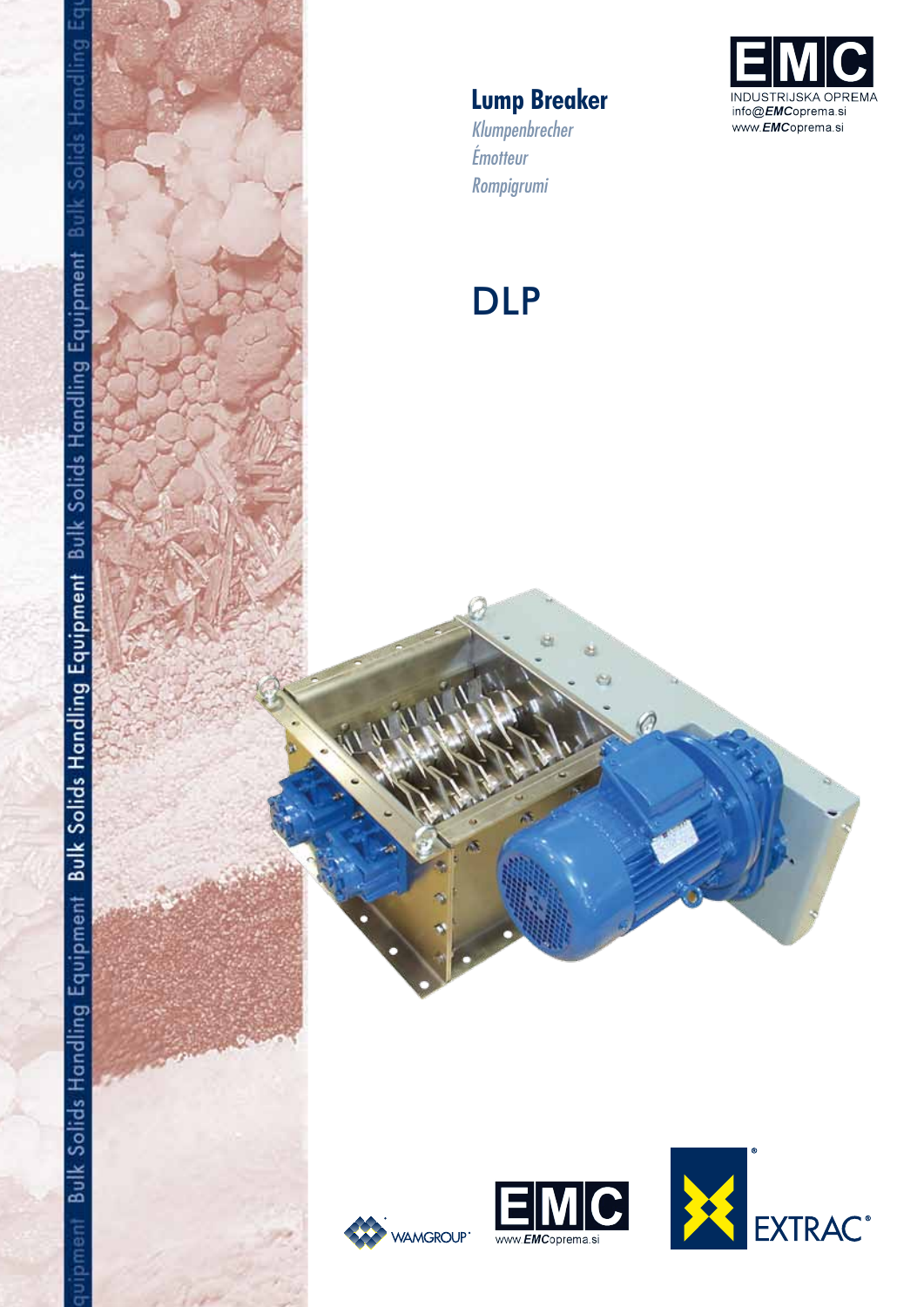# Lump Breaker

*Klumpenbrecher*

*Émotteur*

*Rompigrumi*

EMC
INDUSTRIJSKA OPREMA
info@EMCoprema.si
www.EMCoprema.si

# DLP

WAMGROUP®

EMC
www.EMCoprema.si

EXTRAC®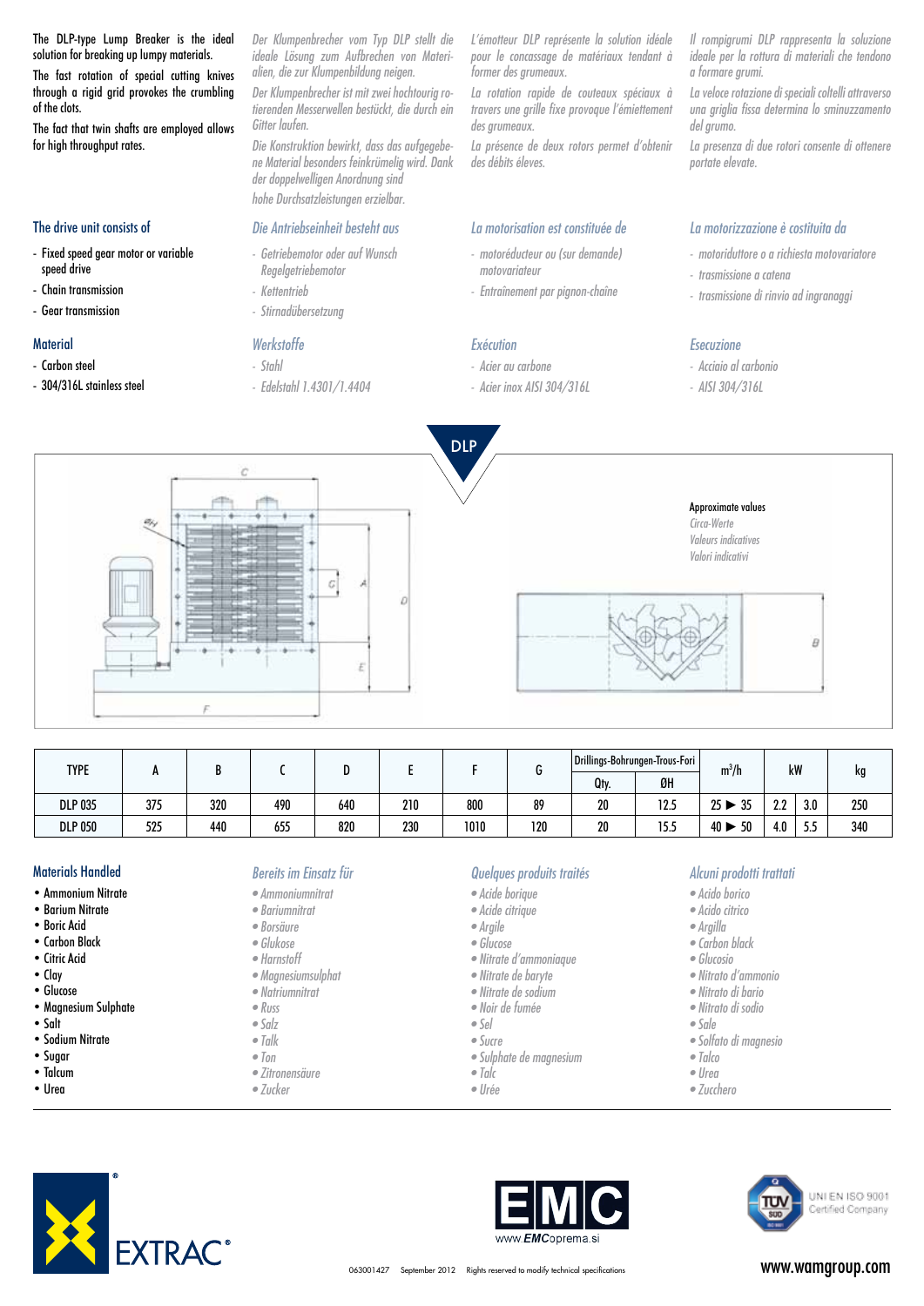The DLP-type Lump Breaker is the ideal solution for breaking up lumpy materials.

The fast rotation of special cutting knives through a rigid grid provokes the crumbling of the clots.

The fact that twin shafts are employed allows for high throughput rates.

*Der Klumpenbrecher vom Typ DLP stellt die ideale Lösung zum Aufbrechen von Materialien, die zur Klumpenbildung neigen.*

*Der Klumpenbrecher ist mit zwei hochtourig rotierenden Messerwellen bestückt, die durch ein Gitter laufen.*

*Die Konstruktion bewirkt, dass das aufgegebene Material besonders feinkrümelig wird. Dank der doppelwelligen Anordnung sind hohe Durchsatzleistungen erzielbar.*

*L'émotteur DLP représente la solution idéale pour le concassage de matériaux tendant à former des grumeaux.*

*La rotation rapide de couteaux spéciaux à travers une grille fixe provoque l'émiettement des grumeaux.*

*La présence de deux rotors permet d'obtenir des débits élevés.*

*Il rompigrumi DLP rappresenta la soluzione ideale per la rottura di materiali che tendono a formare grumi.*

*La veloce rotazione di speciali coltelli attraverso una griglia fissa determina lo sminuzzamento del grumo.*

*La presenza di due rotori consente di ottenere portate elevate.*

## The drive unit consists of

- Fixed speed gear motor or variable speed drive
- Chain transmission
- Gear transmission

## *Die Antriebseinheit besteht aus*

- *Getriebemotor oder auf Wunsch Regelgetriebemotor*
- *Kettentrieb*
- *Stirnradübersetzung*

## *La motorisation est constituée de*

- *motoréducteur ou (sur demande) motovariateur*
- *Entraînement par pignon-chaîne*

## *La motorizzazione è costituita da*

- *motoriduttore o a richiesta motovariatore*
- *trasmissione a catena*
- *trasmissione di rinvio ad ingranaggi*

## Material

- Carbon steel
- 304/316L stainless steel

## *Werkstoffe*

- *Stahl*
- *Edelstahl 1.4301/1.4404*

## *Exécution*

- *Acier au carbone*
- *Acier inox AISI 304/316L*

## *Esecuzione*

- *Acciaio al carbonio*
- *AISI 304/316L*

DLP

Approximate values
*Circa-Werte*
*Valeurs indicatives*
*Valori indicativi*

| TYPE | A | B | C | D | E | F | G | Drillings-Bohrungen-Trous-Fori | | m³/h | kW | | kg |
|---|---|---|---|---|---|---|---|---|---|---|---|---|---|
| | | | | | | | | Qty. | ØH | | | | |
| DLP 035 | 375 | 320 | 490 | 640 | 210 | 800 | 89 | 20 | 12.5 | 25 ► 35 | 2.2 | 3.0 | 250 |
| DLP 050 | 525 | 440 | 655 | 820 | 230 | 1010 | 120 | 20 | 15.5 | 40 ► 50 | 4.0 | 5.5 | 340 |

## Materials Handled

- Ammonium Nitrate
- Barium Nitrate
- Boric Acid
- Carbon Black
- Citric Acid
- Clay
- Glucose
- Magnesium Sulphate
- Salt
- Sodium Nitrate
- Sugar
- Talcum
- Urea

## *Bereits im Einsatz für*

- *Ammoniumnitrat*
- *Bariumnitrat*
- *Borsäure*
- *Glukose*
- *Harnstoff*
- *Magnesiumsulphat*
- *Natriumnitrat*
- *Russ*
- *Salz*
- *Talk*
- *Ton*
- *Zitronensäure*
- *Zucker*

## *Quelques produits traités*

- *Acide borique*
- *Acide citrique*
- *Argile*
- *Glucose*
- *Nitrate d'ammoniaque*
- *Nitrate de baryte*
- *Nitrate de sodium*
- *Noir de fumée*
- *Sel*
- *Sucre*
- *Sulphate de magnesium*
- *Talc*
- *Urée*

## *Alcuni prodotti trattati*

- *Acido borico*
- *Acido citrico*
- *Argilla*
- *Carbon black*
- *Glucosio*
- *Nitrato d'ammonio*
- *Nitrato di bario*
- *Nitrato di sodio*
- *Sale*
- *Solfato di magnesio*
- *Talco*
- *Urea*
- *Zucchero*

EXTRAC®

www.EMCoprema.si

UNI EN ISO 9001 Certified Company

063001427 September 2012 Rights reserved to modify technical specifications

www.wamgroup.com